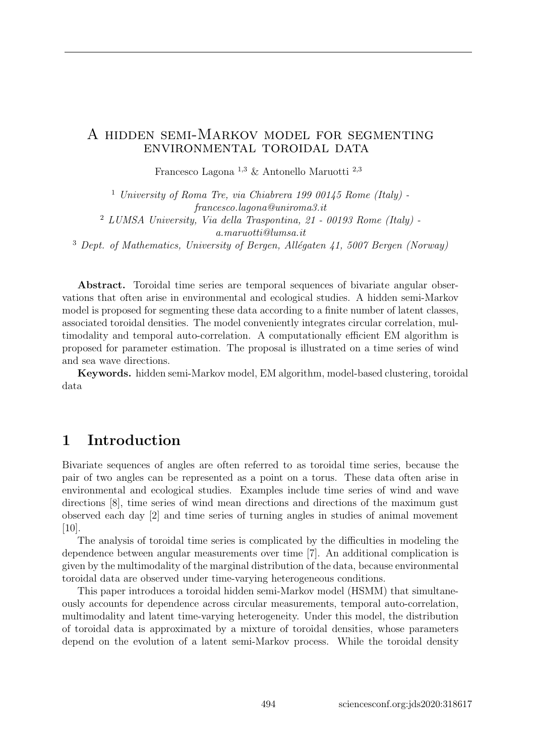# A hidden semi-Markov model for segmenting environmental toroidal data

Francesco Lagona [1,3] & Antonello Maruotti [2,3]

[1] *University of Roma Tre, via Chiabrera 199 00145 Rome (Italy) - francesco.lagona@uniroma3.it*
[2] *LUMSA University, Via della Traspontina, 21 - 00193 Rome (Italy) - a.maruotti@lumsa.it*
[3] *Dept. of Mathematics, University of Bergen, Allégaten 41, 5007 Bergen (Norway)*

**Abstract.** Toroidal time series are temporal sequences of bivariate angular observations that often arise in environmental and ecological studies. A hidden semi-Markov model is proposed for segmenting these data according to a finite number of latent classes, associated toroidal densities. The model conveniently integrates circular correlation, multimodality and temporal auto-correlation. A computationally efficient EM algorithm is proposed for parameter estimation. The proposal is illustrated on a time series of wind and sea wave directions.

**Keywords.** hidden semi-Markov model, EM algorithm, model-based clustering, toroidal data

## 1 Introduction

Bivariate sequences of angles are often referred to as toroidal time series, because the pair of two angles can be represented as a point on a torus. These data often arise in environmental and ecological studies. Examples include time series of wind and wave directions [8], time series of wind mean directions and directions of the maximum gust observed each day [2] and time series of turning angles in studies of animal movement [10].

The analysis of toroidal time series is complicated by the difficulties in modeling the dependence between angular measurements over time [7]. An additional complication is given by the multimodality of the marginal distribution of the data, because environmental toroidal data are observed under time-varying heterogeneous conditions.

This paper introduces a toroidal hidden semi-Markov model (HSMM) that simultaneously accounts for dependence across circular measurements, temporal auto-correlation, multimodality and latent time-varying heterogeneity. Under this model, the distribution of toroidal data is approximated by a mixture of toroidal densities, whose parameters depend on the evolution of a latent semi-Markov process. While the toroidal density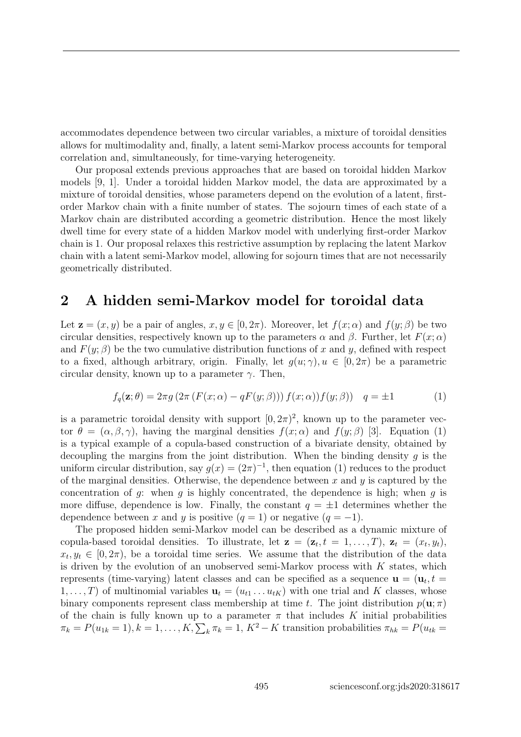accommodates dependence between two circular variables, a mixture of toroidal densities allows for multimodality and, finally, a latent semi-Markov process accounts for temporal correlation and, simultaneously, for time-varying heterogeneity.

Our proposal extends previous approaches that are based on toroidal hidden Markov models [9, 1]. Under a toroidal hidden Markov model, the data are approximated by a mixture of toroidal densities, whose parameters depend on the evolution of a latent, first-order Markov chain with a finite number of states. The sojourn times of each state of a Markov chain are distributed according a geometric distribution. Hence the most likely dwell time for every state of a hidden Markov model with underlying first-order Markov chain is 1. Our proposal relaxes this restrictive assumption by replacing the latent Markov chain with a latent semi-Markov model, allowing for sojourn times that are not necessarily geometrically distributed.

## 2 A hidden semi-Markov model for toroidal data

Let $\mathbf{z} = (x, y)$ be a pair of angles, $x, y \in [0, 2\pi)$. Moreover, let $f(x;\alpha)$ and $f(y;\beta)$ be two circular densities, respectively known up to the parameters $\alpha$ and $\beta$. Further, let $F(x;\alpha)$ and $F(y;\beta)$ be the two cumulative distribution functions of $x$ and $y$, defined with respect to a fixed, although arbitrary, origin. Finally, let $g(u;\gamma), u \in [0, 2\pi)$ be a parametric circular density, known up to a parameter $\gamma$. Then,

$$f_q(\mathbf{z};\theta) = 2\pi g\left(2\pi\left(F(x;\alpha) - qF(y;\beta)\right)\right) f(x;\alpha)) f(y;\beta)) \quad q = \pm 1 \tag{1}$$

is a parametric toroidal density with support $[0, 2\pi)^2$, known up to the parameter vector $\theta = (\alpha, \beta, \gamma)$, having the marginal densities $f(x;\alpha)$ and $f(y;\beta)$ [3]. Equation (1) is a typical example of a copula-based construction of a bivariate density, obtained by decoupling the margins from the joint distribution. When the binding density $g$ is the uniform circular distribution, say $g(x) = (2\pi)^{-1}$, then equation (1) reduces to the product of the marginal densities. Otherwise, the dependence between $x$ and $y$ is captured by the concentration of $g$: when $g$ is highly concentrated, the dependence is high; when $g$ is more diffuse, dependence is low. Finally, the constant $q = \pm 1$ determines whether the dependence between $x$ and $y$ is positive ($q = 1$) or negative ($q = -1$).

The proposed hidden semi-Markov model can be described as a dynamic mixture of copula-based toroidal densities. To illustrate, let $\mathbf{z} = (\mathbf{z}_t, t = 1, \ldots, T)$, $\mathbf{z}_t = (x_t, y_t)$, $x_t, y_t \in [0, 2\pi)$, be a toroidal time series. We assume that the distribution of the data is driven by the evolution of an unobserved semi-Markov process with $K$ states, which represents (time-varying) latent classes and can be specified as a sequence $\mathbf{u} = (\mathbf{u}_t, t = 1, \ldots, T)$ of multinomial variables $\mathbf{u}_t = (u_{t1} \ldots u_{tK})$ with one trial and $K$ classes, whose binary components represent class membership at time $t$. The joint distribution $p(\mathbf{u};\pi)$ of the chain is fully known up to a parameter $\pi$ that includes $K$ initial probabilities $\pi_k = P(u_{1k} = 1), k = 1, \ldots, K, \sum_k \pi_k = 1$, $K^2 - K$ transition probabilities $\pi_{hk} = P(u_{tk} =$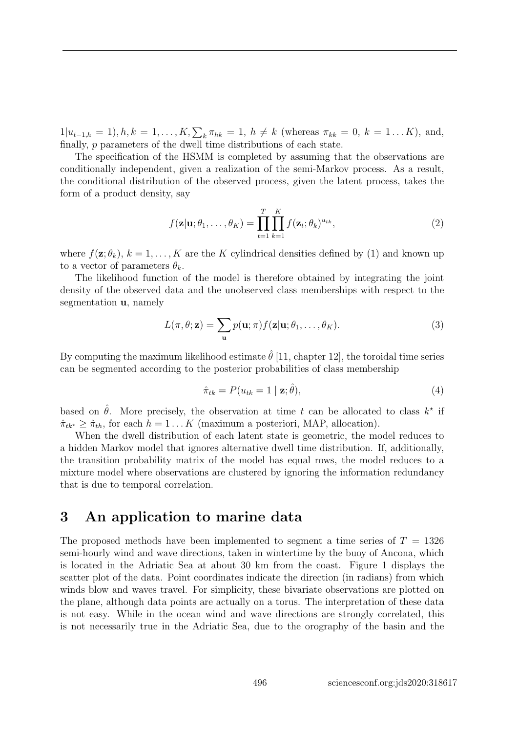$1|u_{t-1,h} = 1), h, k = 1, \ldots, K, \sum_k \pi_{hk} = 1,\ h \neq k$ (whereas $\pi_{kk} = 0,\ k = 1 \ldots K$), and, finally, $p$ parameters of the dwell time distributions of each state.

The specification of the HSMM is completed by assuming that the observations are conditionally independent, given a realization of the semi-Markov process. As a result, the conditional distribution of the observed process, given the latent process, takes the form of a product density, say

$$f(\mathbf{z}|\mathbf{u}; \theta_1, \ldots, \theta_K) = \prod_{t=1}^{T} \prod_{k=1}^{K} f(\mathbf{z}_t; \theta_k)^{u_{tk}}, \tag{2}$$

where $f(\mathbf{z}; \theta_k)$, $k = 1, \ldots, K$ are the $K$ cylindrical densities defined by (1) and known up to a vector of parameters $\theta_k$.

The likelihood function of the model is therefore obtained by integrating the joint density of the observed data and the unobserved class memberships with respect to the segmentation $\mathbf{u}$, namely

$$L(\pi, \theta; \mathbf{z}) = \sum_{\mathbf{u}} p(\mathbf{u}; \pi) f(\mathbf{z}|\mathbf{u}; \theta_1, \ldots, \theta_K). \tag{3}$$

By computing the maximum likelihood estimate $\hat{\theta}$ [11, chapter 12], the toroidal time series can be segmented according to the posterior probabilities of class membership

$$\hat{\pi}_{tk} = P(u_{tk} = 1 \mid \mathbf{z}; \hat{\theta}), \tag{4}$$

based on $\hat{\theta}$. More precisely, the observation at time $t$ can be allocated to class $k^\star$ if $\hat{\pi}_{tk^\star} \geq \hat{\pi}_{th}$, for each $h = 1 \ldots K$ (maximum a posteriori, MAP, allocation).

When the dwell distribution of each latent state is geometric, the model reduces to a hidden Markov model that ignores alternative dwell time distribution. If, additionally, the transition probability matrix of the model has equal rows, the model reduces to a mixture model where observations are clustered by ignoring the information redundancy that is due to temporal correlation.

## 3 An application to marine data

The proposed methods have been implemented to segment a time series of $T = 1326$ semi-hourly wind and wave directions, taken in wintertime by the buoy of Ancona, which is located in the Adriatic Sea at about 30 km from the coast. Figure 1 displays the scatter plot of the data. Point coordinates indicate the direction (in radians) from which winds blow and waves travel. For simplicity, these bivariate observations are plotted on the plane, although data points are actually on a torus. The interpretation of these data is not easy. While in the ocean wind and wave directions are strongly correlated, this is not necessarily true in the Adriatic Sea, due to the orography of the basin and the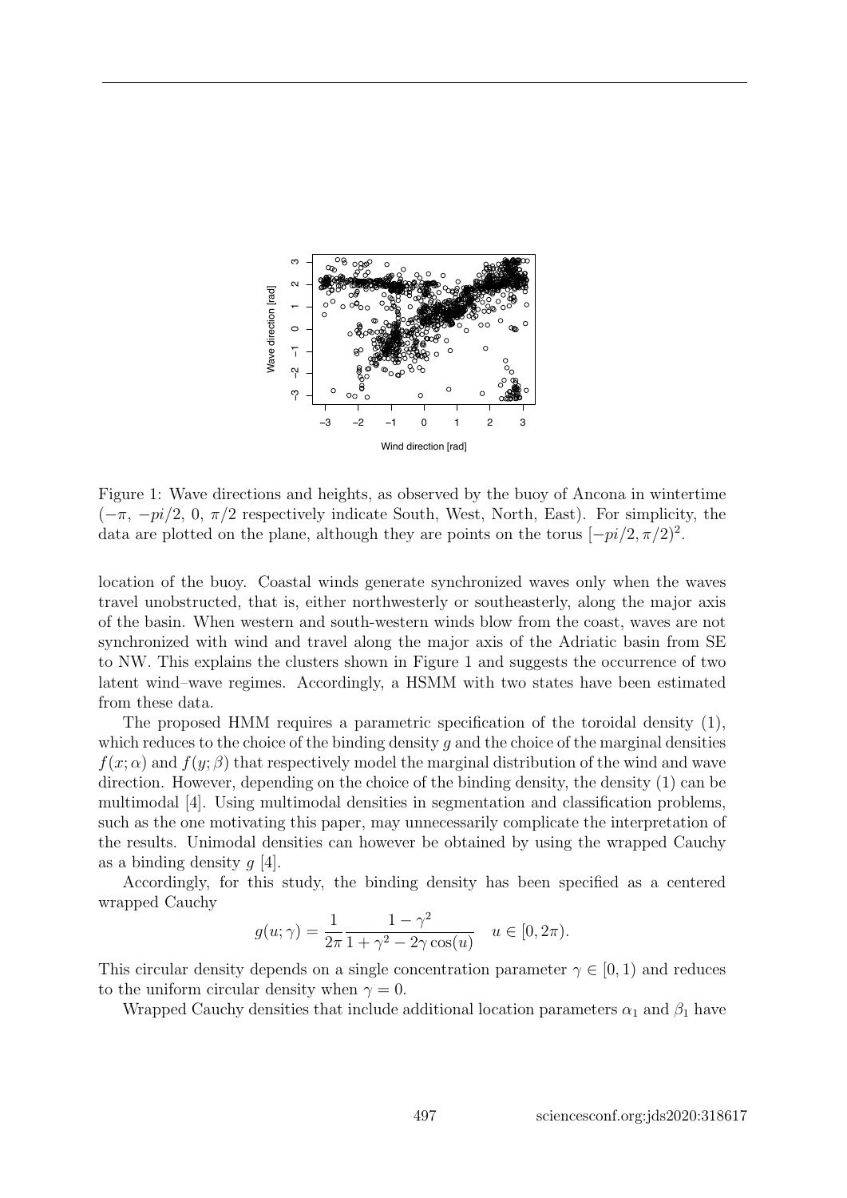Figure 1: Wave directions and heights, as observed by the buoy of Ancona in wintertime ($-\pi$, $-pi/2$, 0, $\pi/2$ respectively indicate South, West, North, East). For simplicity, the data are plotted on the plane, although they are points on the torus $[-pi/2, \pi/2)^2$.

location of the buoy. Coastal winds generate synchronized waves only when the waves travel unobstructed, that is, either northwesterly or southeasterly, along the major axis of the basin. When western and south-western winds blow from the coast, waves are not synchronized with wind and travel along the major axis of the Adriatic basin from SE to NW. This explains the clusters shown in Figure 1 and suggests the occurrence of two latent wind–wave regimes. Accordingly, a HSMM with two states have been estimated from these data.

The proposed HMM requires a parametric specification of the toroidal density (1), which reduces to the choice of the binding density $g$ and the choice of the marginal densities $f(x;\alpha)$ and $f(y;\beta)$ that respectively model the marginal distribution of the wind and wave direction. However, depending on the choice of the binding density, the density (1) can be multimodal [4]. Using multimodal densities in segmentation and classification problems, such as the one motivating this paper, may unnecessarily complicate the interpretation of the results. Unimodal densities can however be obtained by using the wrapped Cauchy as a binding density $g$ [4].

Accordingly, for this study, the binding density has been specified as a centered wrapped Cauchy

$$g(u;\gamma) = \frac{1}{2\pi}\frac{1-\gamma^2}{1+\gamma^2-2\gamma\cos(u)} \quad u \in [0, 2\pi).$$

This circular density depends on a single concentration parameter $\gamma \in [0, 1)$ and reduces to the uniform circular density when $\gamma = 0$.

Wrapped Cauchy densities that include additional location parameters $\alpha_1$ and $\beta_1$ have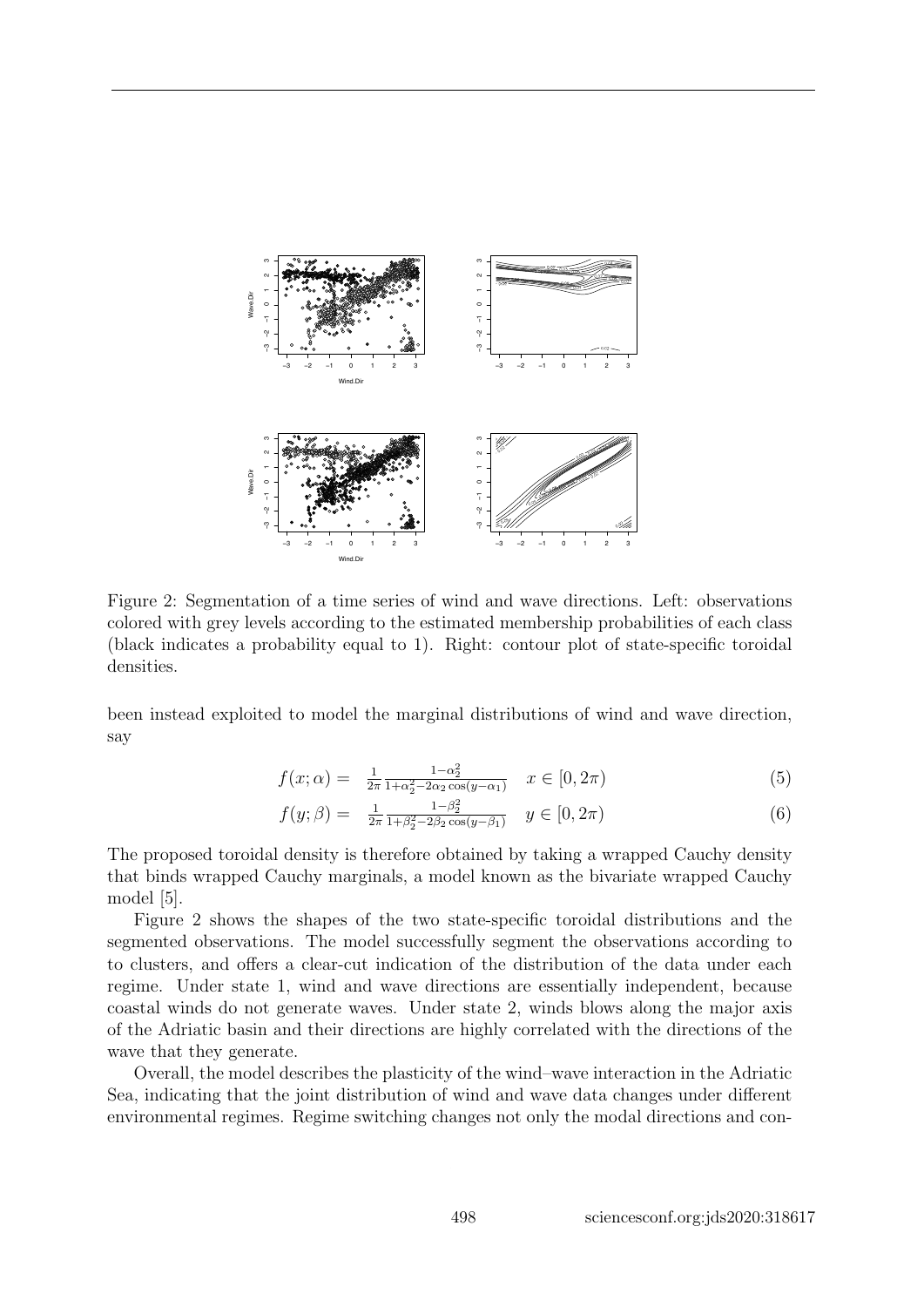Figure 2: Segmentation of a time series of wind and wave directions. Left: observations colored with grey levels according to the estimated membership probabilities of each class (black indicates a probability equal to 1). Right: contour plot of state-specific toroidal densities.

been instead exploited to model the marginal distributions of wind and wave direction, say

$$f(x;\alpha) = \frac{1}{2\pi}\frac{1-\alpha_2^2}{1+\alpha_2^2-2\alpha_2\cos(y-\alpha_1)} \quad x \in [0, 2\pi) \tag{5}$$

$$f(y;\beta) = \frac{1}{2\pi}\frac{1-\beta_2^2}{1+\beta_2^2-2\beta_2\cos(y-\beta_1)} \quad y \in [0, 2\pi) \tag{6}$$

The proposed toroidal density is therefore obtained by taking a wrapped Cauchy density that binds wrapped Cauchy marginals, a model known as the bivariate wrapped Cauchy model [5].

Figure 2 shows the shapes of the two state-specific toroidal distributions and the segmented observations. The model successfully segment the observations according to to clusters, and offers a clear-cut indication of the distribution of the data under each regime. Under state 1, wind and wave directions are essentially independent, because coastal winds do not generate waves. Under state 2, winds blows along the major axis of the Adriatic basin and their directions are highly correlated with the directions of the wave that they generate.

Overall, the model describes the plasticity of the wind–wave interaction in the Adriatic Sea, indicating that the joint distribution of wind and wave data changes under different environmental regimes. Regime switching changes not only the modal directions and con-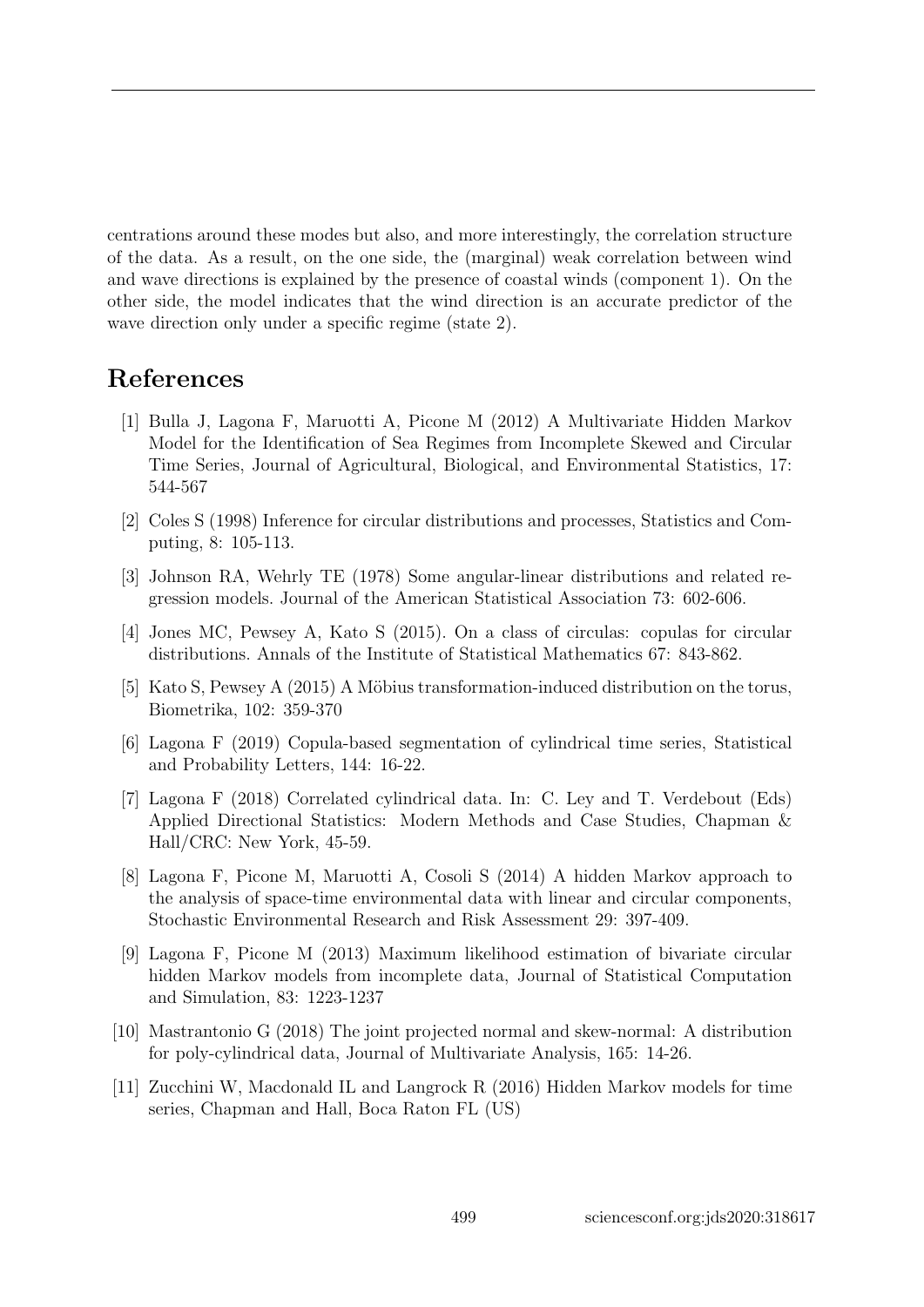centrations around these modes but also, and more interestingly, the correlation structure of the data. As a result, on the one side, the (marginal) weak correlation between wind and wave directions is explained by the presence of coastal winds (component 1). On the other side, the model indicates that the wind direction is an accurate predictor of the wave direction only under a specific regime (state 2).

## References

[1] Bulla J, Lagona F, Maruotti A, Picone M (2012) A Multivariate Hidden Markov Model for the Identification of Sea Regimes from Incomplete Skewed and Circular Time Series, Journal of Agricultural, Biological, and Environmental Statistics, 17: 544-567

[2] Coles S (1998) Inference for circular distributions and processes, Statistics and Computing, 8: 105-113.

[3] Johnson RA, Wehrly TE (1978) Some angular-linear distributions and related regression models. Journal of the American Statistical Association 73: 602-606.

[4] Jones MC, Pewsey A, Kato S (2015). On a class of circulas: copulas for circular distributions. Annals of the Institute of Statistical Mathematics 67: 843-862.

[5] Kato S, Pewsey A (2015) A Möbius transformation-induced distribution on the torus, Biometrika, 102: 359-370

[6] Lagona F (2019) Copula-based segmentation of cylindrical time series, Statistical and Probability Letters, 144: 16-22.

[7] Lagona F (2018) Correlated cylindrical data. In: C. Ley and T. Verdebout (Eds) Applied Directional Statistics: Modern Methods and Case Studies, Chapman & Hall/CRC: New York, 45-59.

[8] Lagona F, Picone M, Maruotti A, Cosoli S (2014) A hidden Markov approach to the analysis of space-time environmental data with linear and circular components, Stochastic Environmental Research and Risk Assessment 29: 397-409.

[9] Lagona F, Picone M (2013) Maximum likelihood estimation of bivariate circular hidden Markov models from incomplete data, Journal of Statistical Computation and Simulation, 83: 1223-1237

[10] Mastrantonio G (2018) The joint projected normal and skew-normal: A distribution for poly-cylindrical data, Journal of Multivariate Analysis, 165: 14-26.

[11] Zucchini W, Macdonald IL and Langrock R (2016) Hidden Markov models for time series, Chapman and Hall, Boca Raton FL (US)